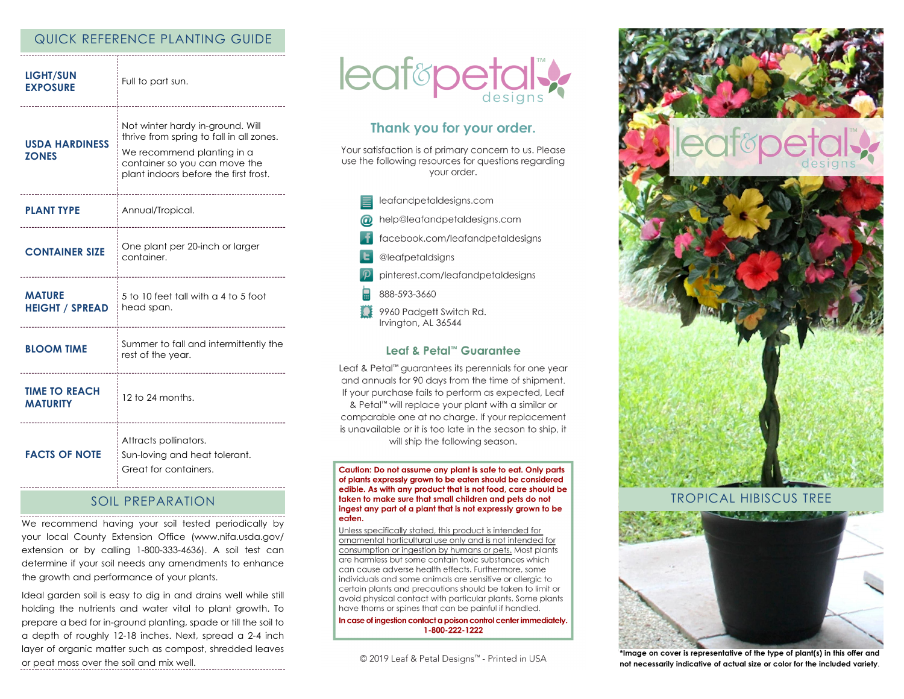## QUICK REFERENCE PLANTING GUIDE

| | |
|---|---|
| **LIGHT/SUN EXPOSURE** | Full to part sun. |
| **USDA HARDINESS ZONES** | Not winter hardy in-ground. Will thrive from spring to fall in all zones. We recommend planting in a container so you can move the plant indoors before the first frost. |
| **PLANT TYPE** | Annual/Tropical. |
| **CONTAINER SIZE** | One plant per 20-inch or larger container. |
| **MATURE HEIGHT / SPREAD** | 5 to 10 feet tall with a 4 to 5 foot head span. |
| **BLOOM TIME** | Summer to fall and intermittently the rest of the year. |
| **TIME TO REACH MATURITY** | 12 to 24 months. |
| **FACTS OF NOTE** | Attracts pollinators. Sun-loving and heat tolerant. Great for containers. |

## SOIL PREPARATION

We recommend having your soil tested periodically by your local County Extension Office (www.nifa.usda.gov/extension or by calling 1-800-333-4636). A soil test can determine if your soil needs any amendments to enhance the growth and performance of your plants.

Ideal garden soil is easy to dig in and drains well while still holding the nutrients and water vital to plant growth. To prepare a bed for in-ground planting, spade or till the soil to a depth of roughly 12-18 inches. Next, spread a 2-4 inch layer of organic matter such as compost, shredded leaves or peat moss over the soil and mix well.

leaf&petal™ designs

## Thank you for your order.

Your satisfaction is of primary concern to us. Please use the following resources for questions regarding your order.

- leafandpetaldesigns.com
- help@leafandpetaldesigns.com
- facebook.com/leafandpetaldesigns
- @leafpetaldsigns
- pinterest.com/leafandpetaldesigns
- 888-593-3660
- 9960 Padgett Switch Rd.
  Irvington, AL 36544

### Leaf & Petal™ Guarantee

Leaf & Petal™ guarantees its perennials for one year and annuals for 90 days from the time of shipment. If your purchase fails to perform as expected, Leaf & Petal™ will replace your plant with a similar or comparable one at no charge. If your replacement is unavailable or it is too late in the season to ship, it will ship the following season.

**Caution: Do not assume any plant is safe to eat. Only parts of plants expressly grown to be eaten should be considered edible. As with any product that is not food, care should be taken to make sure that small children and pets do not ingest any part of a plant that is not expressly grown to be eaten.**

Unless specifically stated, this product is intended for ornamental horticultural use only and is not intended for consumption or ingestion by humans or pets. Most plants are harmless but some contain toxic substances which can cause adverse health effects. Furthermore, some individuals and some animals are sensitive or allergic to certain plants and precautions should be taken to limit or avoid physical contact with particular plants. Some plants have thorns or spines that can be painful if handled.

**In case of ingestion contact a poison control center immediately. 1-800-222-1222**

© 2019 Leaf & Petal Designs™ - Printed in USA

leaf&petal™ designs

## TROPICAL HIBISCUS TREE

*Image on cover is representative of the type of plant(s) in this offer and not necessarily indicative of actual size or color for the included variety.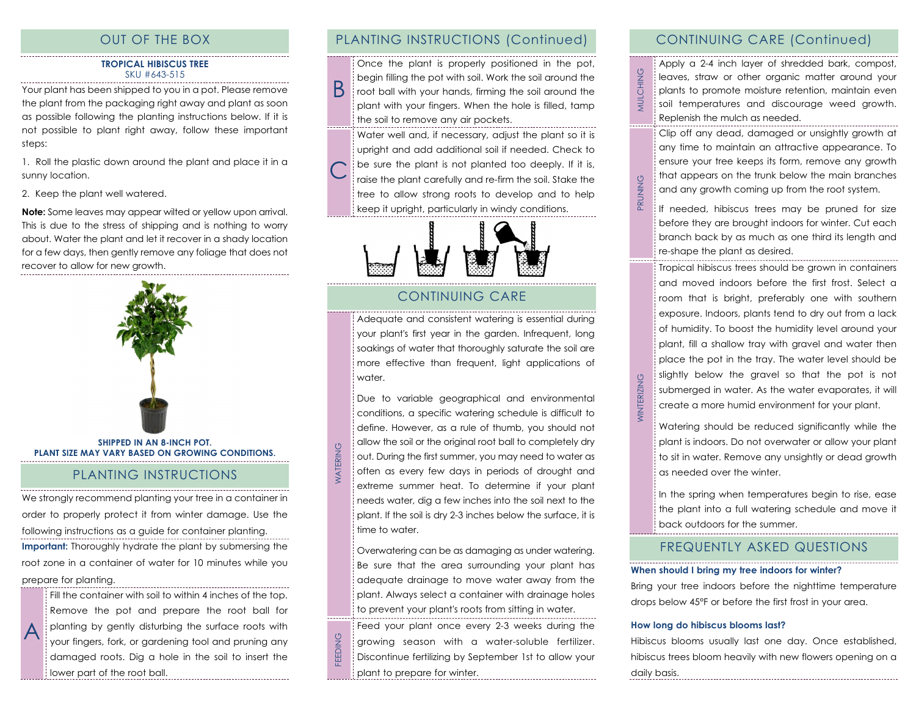## OUT OF THE BOX

**TROPICAL HIBISCUS TREE**
SKU #643-515

Your plant has been shipped to you in a pot. Please remove the plant from the packaging right away and plant as soon as possible following the planting instructions below. If it is not possible to plant right away, follow these important steps:

1. Roll the plastic down around the plant and place it in a sunny location.

2. Keep the plant well watered.

**Note:** Some leaves may appear wilted or yellow upon arrival. This is due to the stress of shipping and is nothing to worry about. Water the plant and let it recover in a shady location for a few days, then gently remove any foliage that does not recover to allow for new growth.

**SHIPPED IN AN 8-INCH POT.**
**PLANT SIZE MAY VARY BASED ON GROWING CONDITIONS.**

## PLANTING INSTRUCTIONS

We strongly recommend planting your tree in a container in order to properly protect it from winter damage. Use the following instructions as a guide for container planting.

**Important**: Thoroughly hydrate the plant by submersing the root zone in a container of water for 10 minutes while you prepare for planting.

**A** Fill the container with soil to within 4 inches of the top. Remove the pot and prepare the root ball for planting by gently disturbing the surface roots with your fingers, fork, or gardening tool and pruning any damaged roots. Dig a hole in the soil to insert the lower part of the root ball.

## PLANTING INSTRUCTIONS (Continued)

**B** Once the plant is properly positioned in the pot, begin filling the pot with soil. Work the soil around the root ball with your hands, firming the soil around the plant with your fingers. When the hole is filled, tamp the soil to remove any air pockets.

**C** Water well and, if necessary, adjust the plant so it is upright and add additional soil if needed. Check to be sure the plant is not planted too deeply. If it is, raise the plant carefully and re-firm the soil. Stake the tree to allow strong roots to develop and to help keep it upright, particularly in windy conditions.

## CONTINUING CARE

**WATERING**

Adequate and consistent watering is essential during your plant's first year in the garden. Infrequent, long soakings of water that thoroughly saturate the soil are more effective than frequent, light applications of water.

Due to variable geographical and environmental conditions, a specific watering schedule is difficult to define. However, as a rule of thumb, you should not allow the soil or the original root ball to completely dry out. During the first summer, you may need to water as often as every few days in periods of drought and extreme summer heat. To determine if your plant needs water, dig a few inches into the soil next to the plant. If the soil is dry 2-3 inches below the surface, it is time to water.

Overwatering can be as damaging as under watering. Be sure that the area surrounding your plant has adequate drainage to move water away from the plant. Always select a container with drainage holes to prevent your plant's roots from sitting in water.

**FEEDING**

Feed your plant once every 2-3 weeks during the growing season with a water-soluble fertilizer. Discontinue fertilizing by September 1st to allow your plant to prepare for winter.

## CONTINUING CARE (Continued)

**MULCHING**

Apply a 2-4 inch layer of shredded bark, compost, leaves, straw or other organic matter around your plants to promote moisture retention, maintain even soil temperatures and discourage weed growth. Replenish the mulch as needed.

**PRUNING**

Clip off any dead, damaged or unsightly growth at any time to maintain an attractive appearance. To ensure your tree keeps its form, remove any growth that appears on the trunk below the main branches and any growth coming up from the root system.

If needed, hibiscus trees may be pruned for size before they are brought indoors for winter. Cut each branch back by as much as one third its length and re-shape the plant as desired.

**WINTERIZING**

Tropical hibiscus trees should be grown in containers and moved indoors before the first frost. Select a room that is bright, preferably one with southern exposure. Indoors, plants tend to dry out from a lack of humidity. To boost the humidity level around your plant, fill a shallow tray with gravel and water then place the pot in the tray. The water level should be slightly below the gravel so that the pot is not submerged in water. As the water evaporates, it will create a more humid environment for your plant.

Watering should be reduced significantly while the plant is indoors. Do not overwater or allow your plant to sit in water. Remove any unsightly or dead growth as needed over the winter.

In the spring when temperatures begin to rise, ease the plant into a full watering schedule and move it back outdoors for the summer.

## FREQUENTLY ASKED QUESTIONS

**When should I bring my tree indoors for winter?**

Bring your tree indoors before the nighttime temperature drops below 45°F or before the first frost in your area.

**How long do hibiscus blooms last?**

Hibiscus blooms usually last one day. Once established, hibiscus trees bloom heavily with new flowers opening on a daily basis.